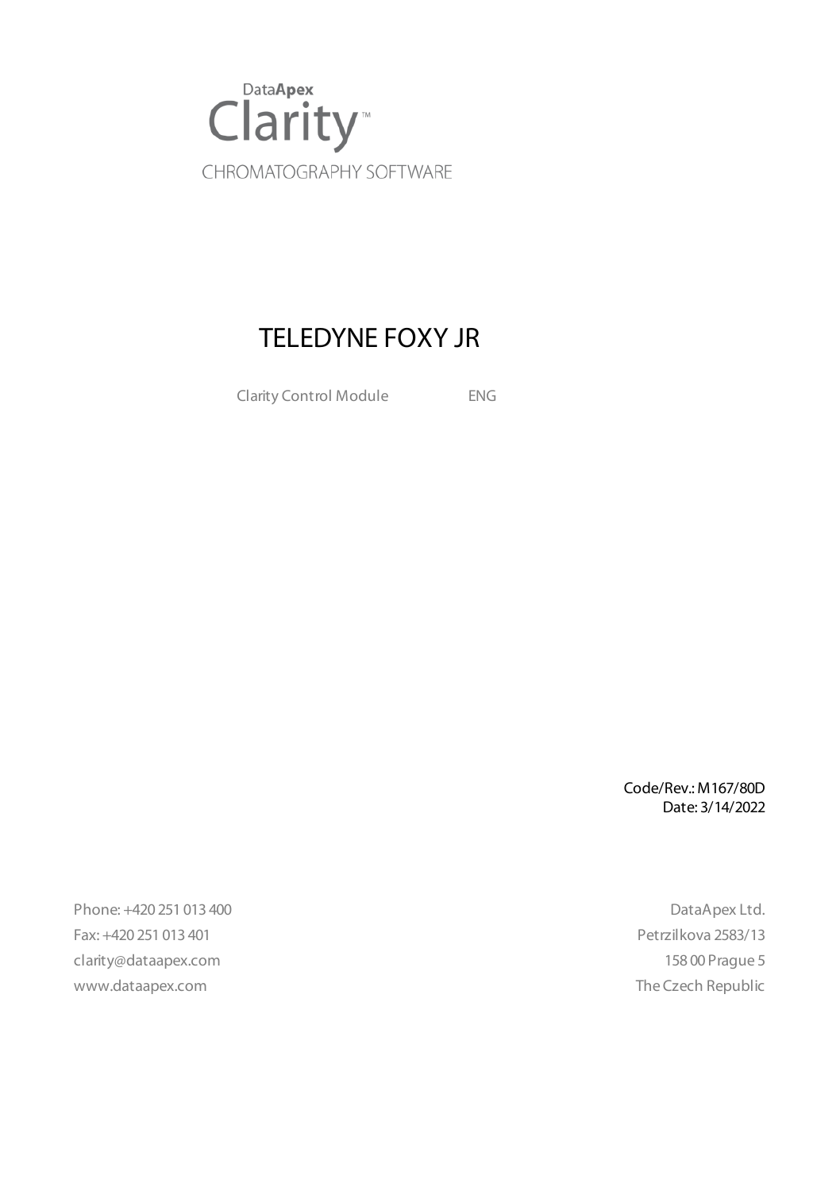DataApex

Clarity™

CHROMATOGRAPHY SOFTWARE

# TELEDYNE FOXY JR

Clarity Control Module ENG

Code/Rev.: M167/80D
Date: 3/14/2022

Phone: +420 251 013 400
Fax: +420 251 013 401
clarity@dataapex.com
www.dataapex.com

DataApex Ltd.
Petrzilkova 2583/13
158 00 Prague 5
The Czech Republic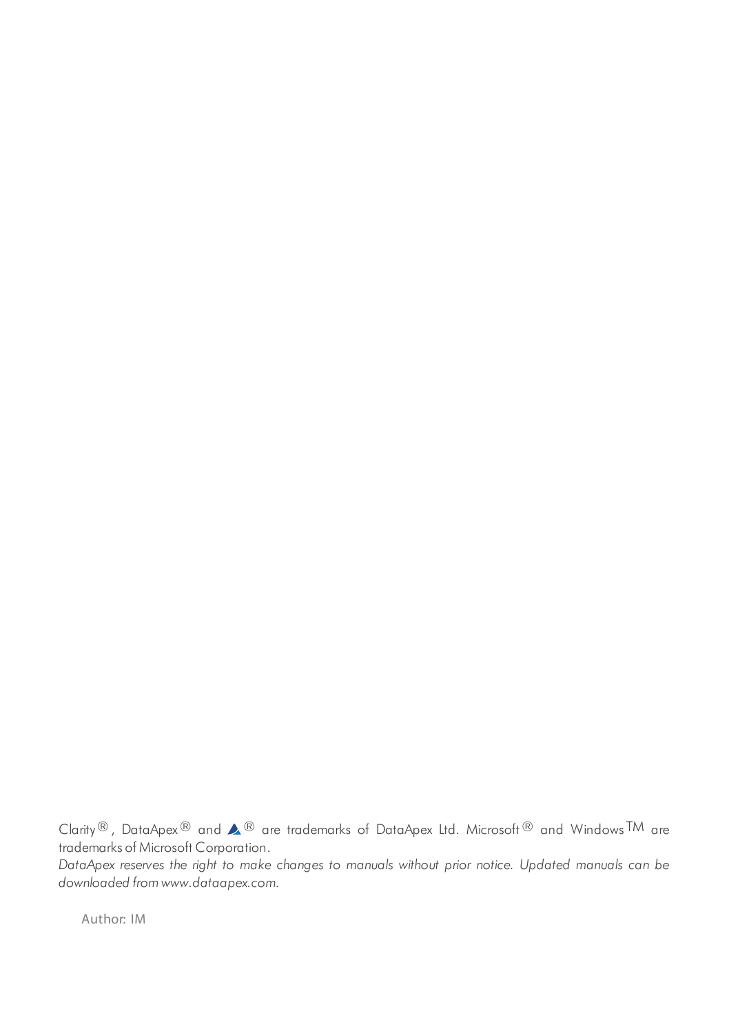Clarity®, DataApex® and ▲® are trademarks of DataApex Ltd. Microsoft® and Windows™ are trademarks of Microsoft Corporation.

*DataApex reserves the right to make changes to manuals without prior notice. Updated manuals can be downloaded from www.dataapex.com.*

Author: IM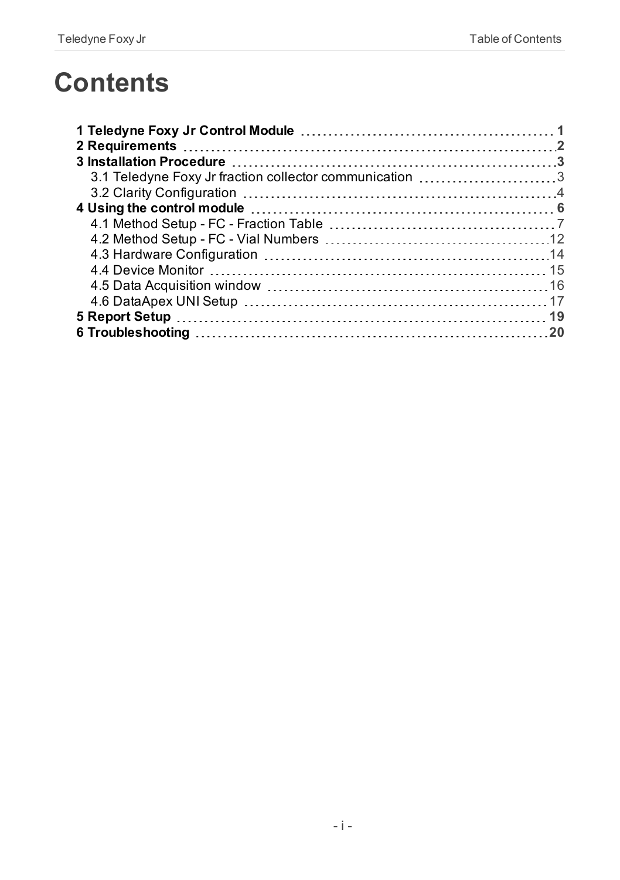# Contents

**1 Teledyne Foxy Jr Control Module** 1
**2 Requirements** 2
**3 Installation Procedure** 3
- 3.1 Teledyne Foxy Jr fraction collector communication 3
- 3.2 Clarity Configuration 4

**4 Using the control module** 6
- 4.1 Method Setup - FC - Fraction Table 7
- 4.2 Method Setup - FC - Vial Numbers 12
- 4.3 Hardware Configuration 14
- 4.4 Device Monitor 15
- 4.5 Data Acquisition window 16
- 4.6 DataApex UNI Setup 17

**5 Report Setup** 19
**6 Troubleshooting** 20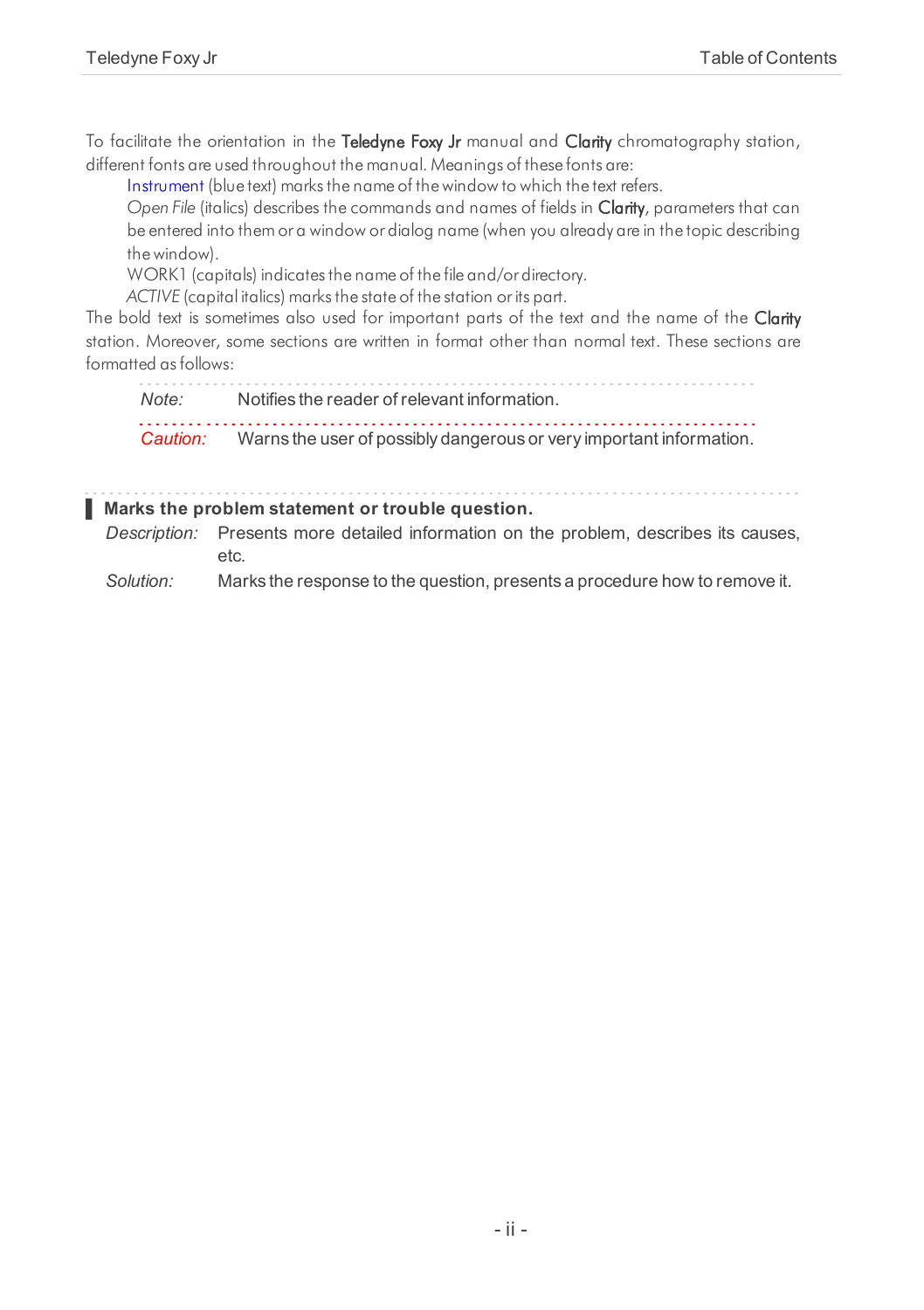To facilitate the orientation in the **Teledyne Foxy Jr** manual and **Clarity** chromatography station, different fonts are used throughout the manual. Meanings of these fonts are:

Instrument (blue text) marks the name of the window to which the text refers.

*Open File* (italics) describes the commands and names of fields in **Clarity**, parameters that can be entered into them or a window or dialog name (when you already are in the topic describing the window).

WORK1 (capitals) indicates the name of the file and/or directory.

*ACTIVE* (capital italics) marks the state of the station or its part.

The bold text is sometimes also used for important parts of the text and the name of the **Clarity** station. Moreover, some sections are written in format other than normal text. These sections are formatted as follows:

*Note:* Notifies the reader of relevant information.

*Caution:* Warns the user of possibly dangerous or very important information.

**Marks the problem statement or trouble question.**

*Description:* Presents more detailed information on the problem, describes its causes, etc.

*Solution:* Marks the response to the question, presents a procedure how to remove it.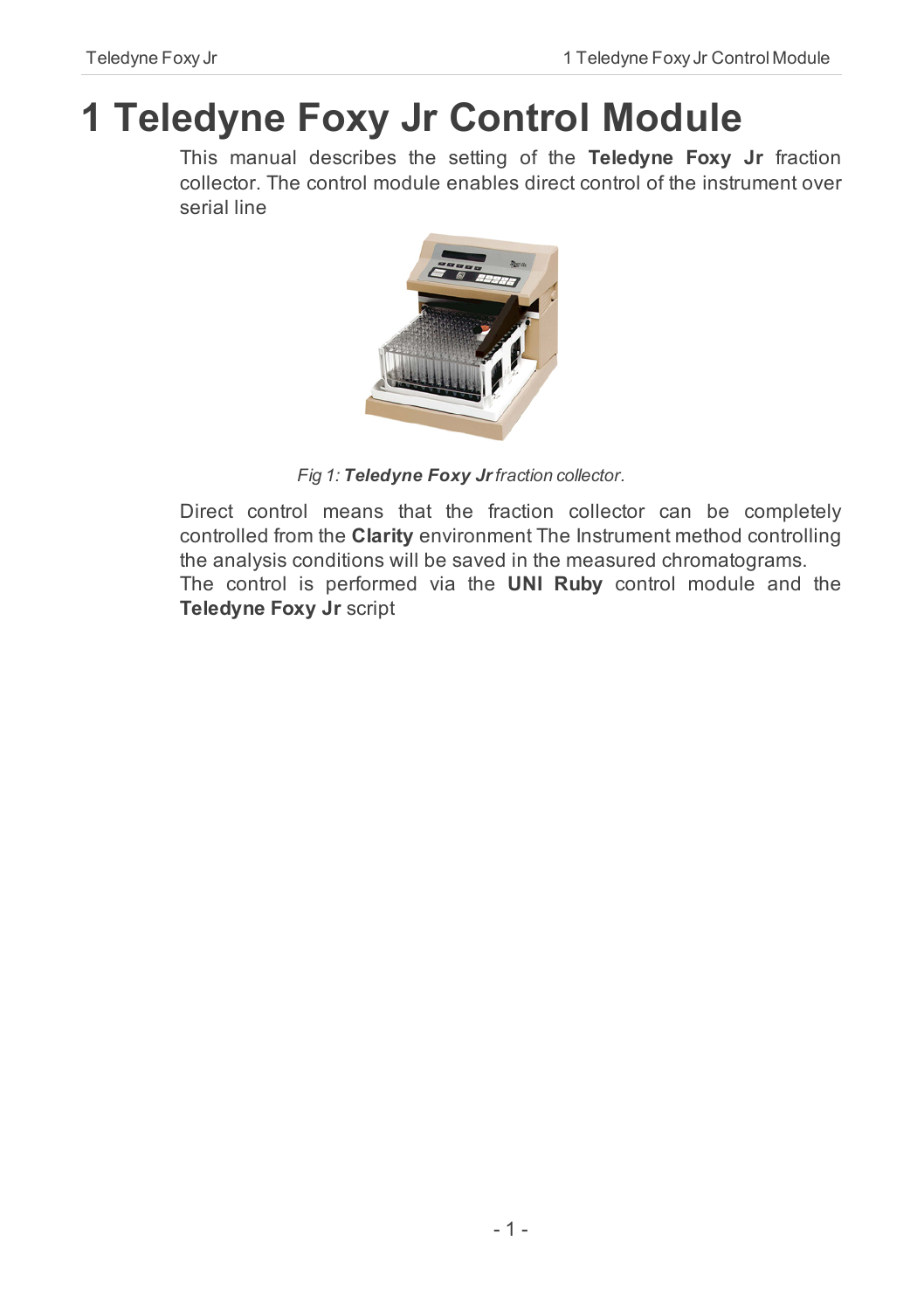# 1 Teledyne Foxy Jr Control Module

This manual describes the setting of the **Teledyne Foxy Jr** fraction collector. The control module enables direct control of the instrument over serial line

*Fig 1: **Teledyne Foxy Jr** fraction collector.*

Direct control means that the fraction collector can be completely controlled from the **Clarity** environment The Instrument method controlling the analysis conditions will be saved in the measured chromatograms.
The control is performed via the **UNI Ruby** control module and the **Teledyne Foxy Jr** script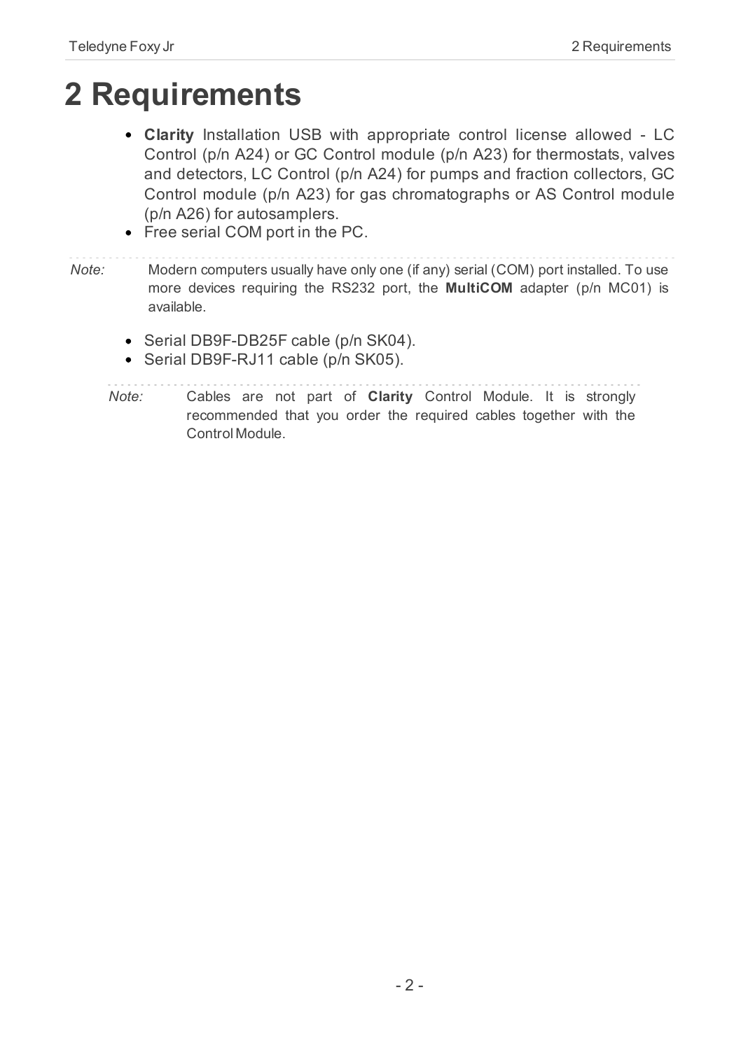# 2 Requirements

- **Clarity** Installation USB with appropriate control license allowed - LC Control (p/n A24) or GC Control module (p/n A23) for thermostats, valves and detectors, LC Control (p/n A24) for pumps and fraction collectors, GC Control module (p/n A23) for gas chromatographs or AS Control module (p/n A26) for autosamplers.
- Free serial COM port in the PC.

*Note:* Modern computers usually have only one (if any) serial (COM) port installed. To use more devices requiring the RS232 port, the **MultiCOM** adapter (p/n MC01) is available.

- Serial DB9F-DB25F cable (p/n SK04).
- Serial DB9F-RJ11 cable (p/n SK05).

*Note:* Cables are not part of **Clarity** Control Module. It is strongly recommended that you order the required cables together with the Control Module.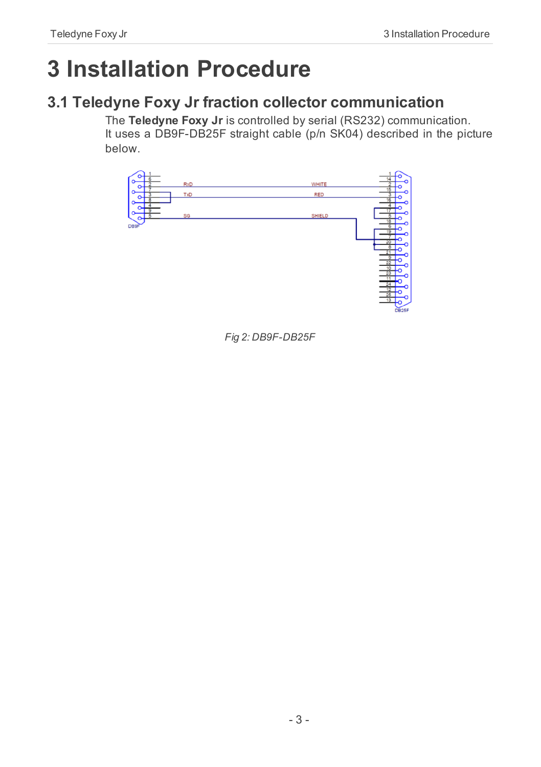# 3 Installation Procedure

## 3.1 Teledyne Foxy Jr fraction collector communication

The **Teledyne Foxy Jr** is controlled by serial (RS232) communication.
It uses a DB9F-DB25F straight cable (p/n SK04) described in the picture below.

*Fig 2: DB9F-DB25F*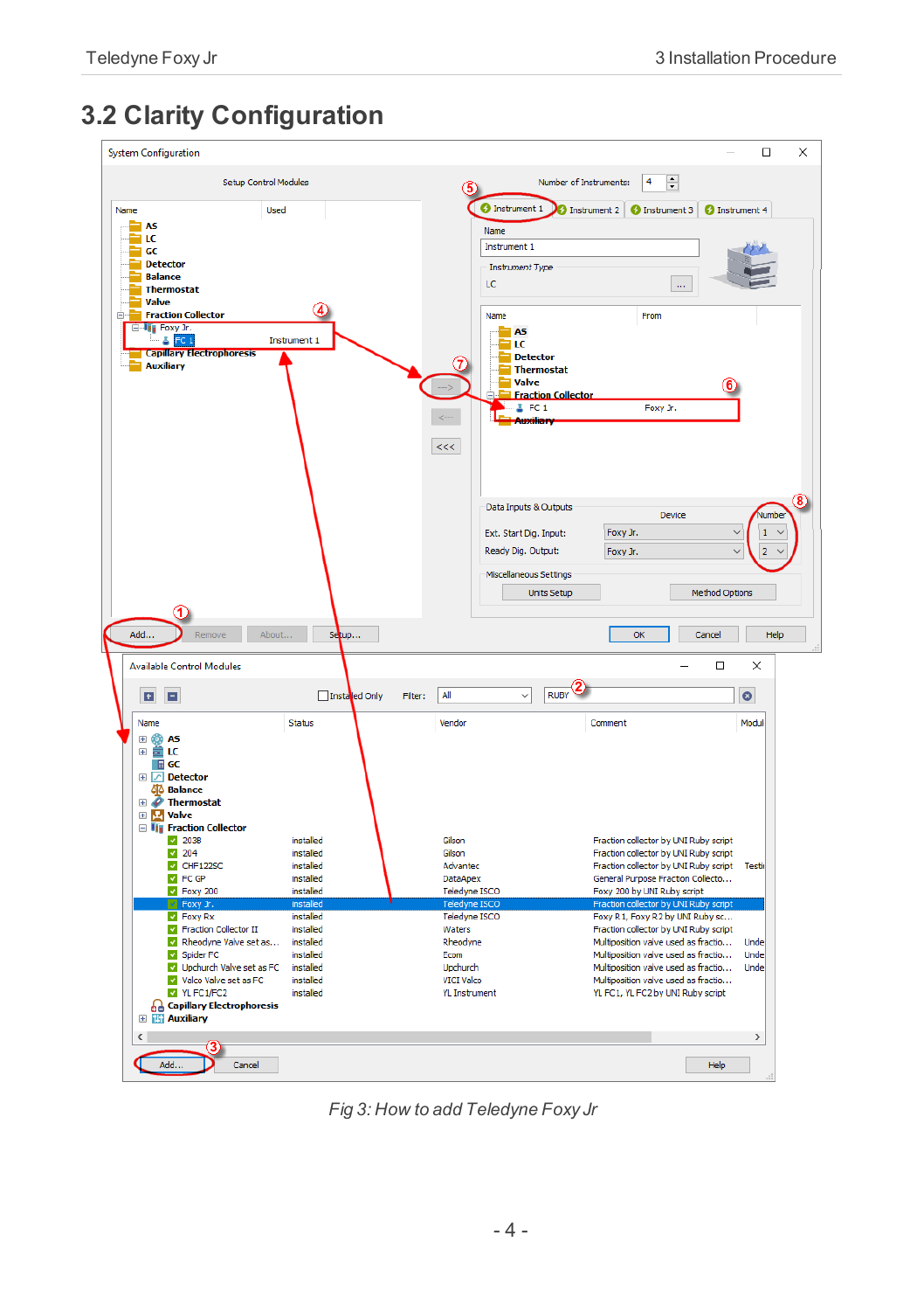## 3.2 Clarity Configuration

Fig 3: How to add Teledyne Foxy Jr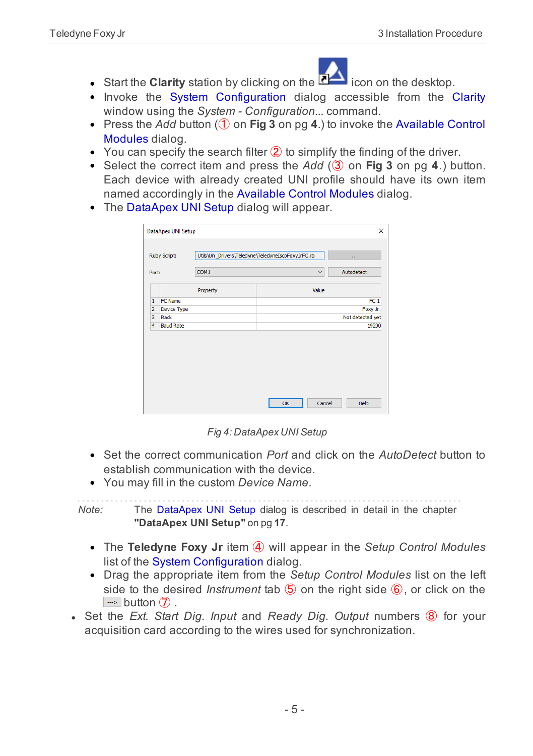- Start the **Clarity** station by clicking on the icon on the desktop.
- Invoke the System Configuration dialog accessible from the Clarity window using the *System - Configuration...* command.
- Press the *Add* button (① on **Fig 3** on pg **4**.) to invoke the Available Control Modules dialog.
- You can specify the search filter ② to simplify the finding of the driver.
- Select the correct item and press the *Add* (③ on **Fig 3** on pg **4**.) button. Each device with already created UNI profile should have its own item named accordingly in the Available Control Modules dialog.
- The DataApex UNI Setup dialog will appear.

DataApex UNI Setup

Ruby Script: Utils\Uni_Drivers\Teledyne\TeledyneIscoFoxyJrFC.rb

Port: COM1 — Autodetect

| | Property | Value |
|---|---|---|
| 1 | FC Name | FC 1 |
| 2 | Device Type | Foxy Jr. |
| 3 | Rack | Not detected yet |
| 4 | Baud Rate | 19200 |

OK — Cancel — Help

*Fig 4: DataApex UNI Setup*

- Set the correct communication *Port* and click on the *AutoDetect* button to establish communication with the device.
- You may fill in the custom *Device Name*.

*Note:* The DataApex UNI Setup dialog is described in detail in the chapter **"DataApex UNI Setup"** on pg **17**.

- The **Teledyne Foxy Jr** item ④ will appear in the *Setup Control Modules* list of the System Configuration dialog.
- Drag the appropriate item from the *Setup Control Modules* list on the left side to the desired *Instrument* tab ⑤ on the right side ⑥, or click on the ---> button ⑦ .
- Set the *Ext. Start Dig. Input* and *Ready Dig. Output* numbers ⑧ for your acquisition card according to the wires used for synchronization.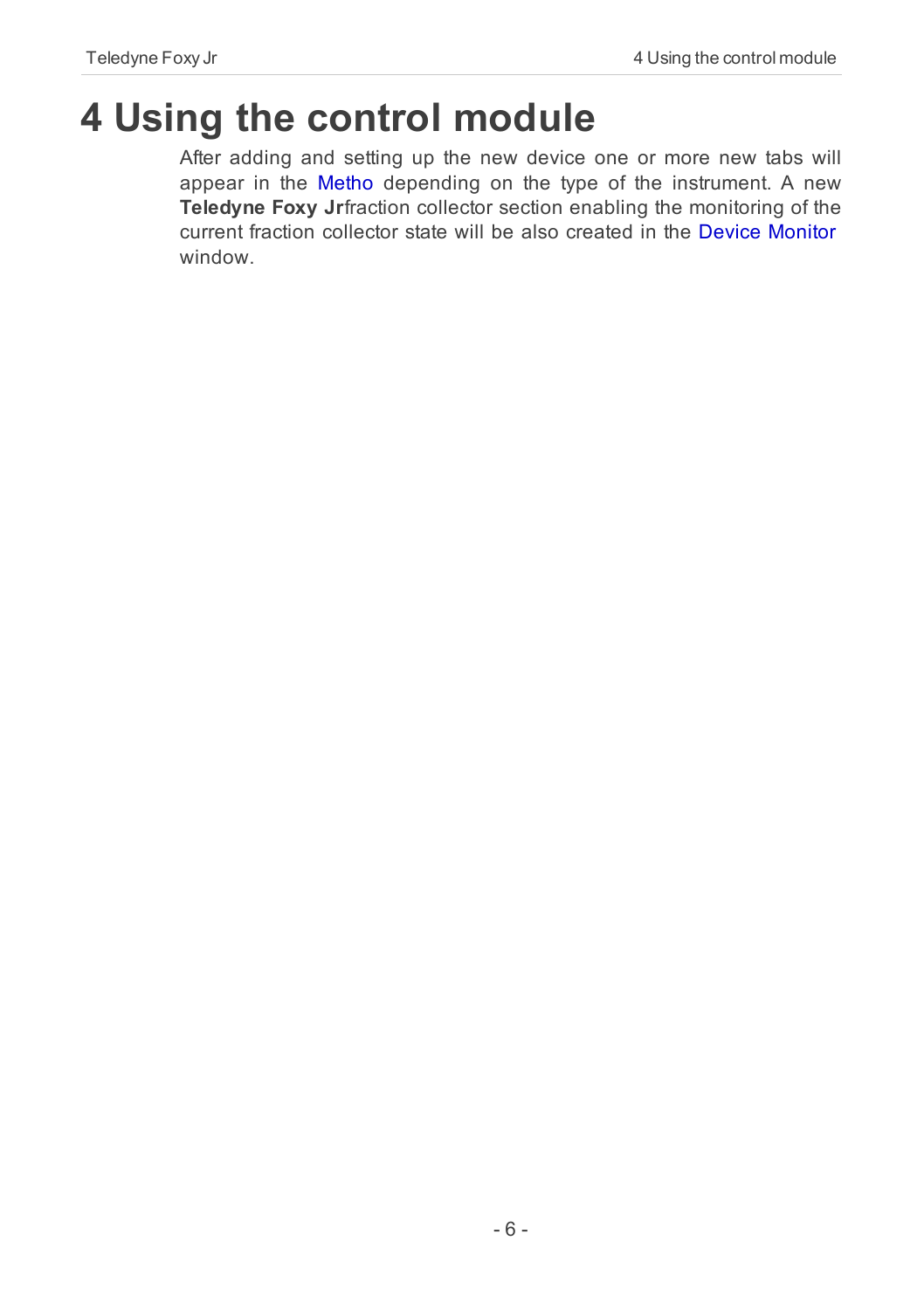# 4 Using the control module

After adding and setting up the new device one or more new tabs will appear in the Metho depending on the type of the instrument. A new **Teledyne Foxy Jr**fraction collector section enabling the monitoring of the current fraction collector state will be also created in the Device Monitor window.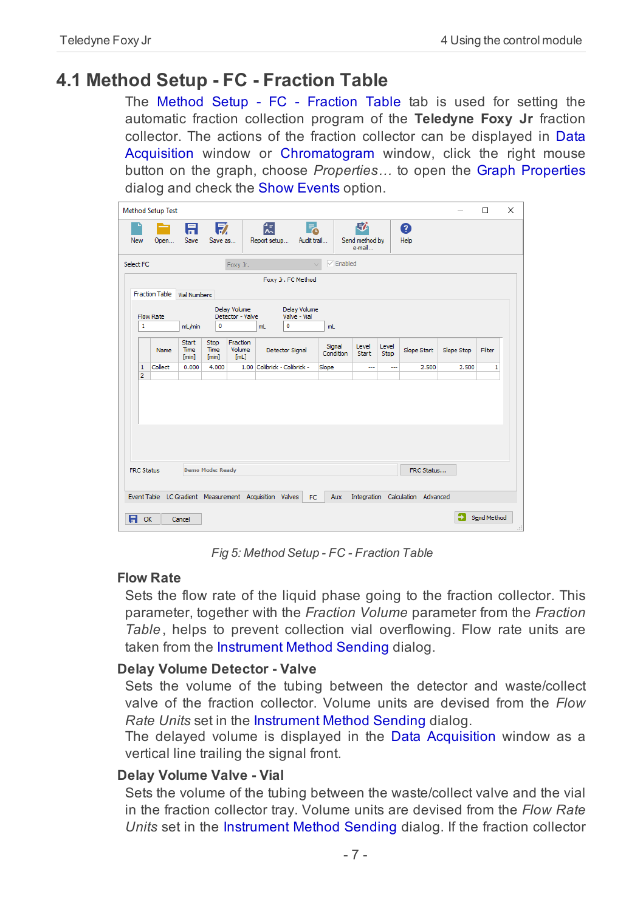## 4.1 Method Setup - FC - Fraction Table

The Method Setup - FC - Fraction Table tab is used for setting the automatic fraction collection program of the **Teledyne Foxy Jr** fraction collector. The actions of the fraction collector can be displayed in Data Acquisition window or Chromatogram window, click the right mouse button on the graph, choose *Properties…* to open the Graph Properties dialog and check the Show Events option.

*Fig 5: Method Setup - FC - Fraction Table*

**Flow Rate**

Sets the flow rate of the liquid phase going to the fraction collector. This parameter, together with the *Fraction Volume* parameter from the *Fraction Table*, helps to prevent collection vial overflowing. Flow rate units are taken from the Instrument Method Sending dialog.

**Delay Volume Detector - Valve**

Sets the volume of the tubing between the detector and waste/collect valve of the fraction collector. Volume units are devised from the *Flow Rate Units* set in the Instrument Method Sending dialog.

The delayed volume is displayed in the Data Acquisition window as a vertical line trailing the signal front.

**Delay Volume Valve - Vial**

Sets the volume of the tubing between the waste/collect valve and the vial in the fraction collector tray. Volume units are devised from the *Flow Rate Units* set in the Instrument Method Sending dialog. If the fraction collector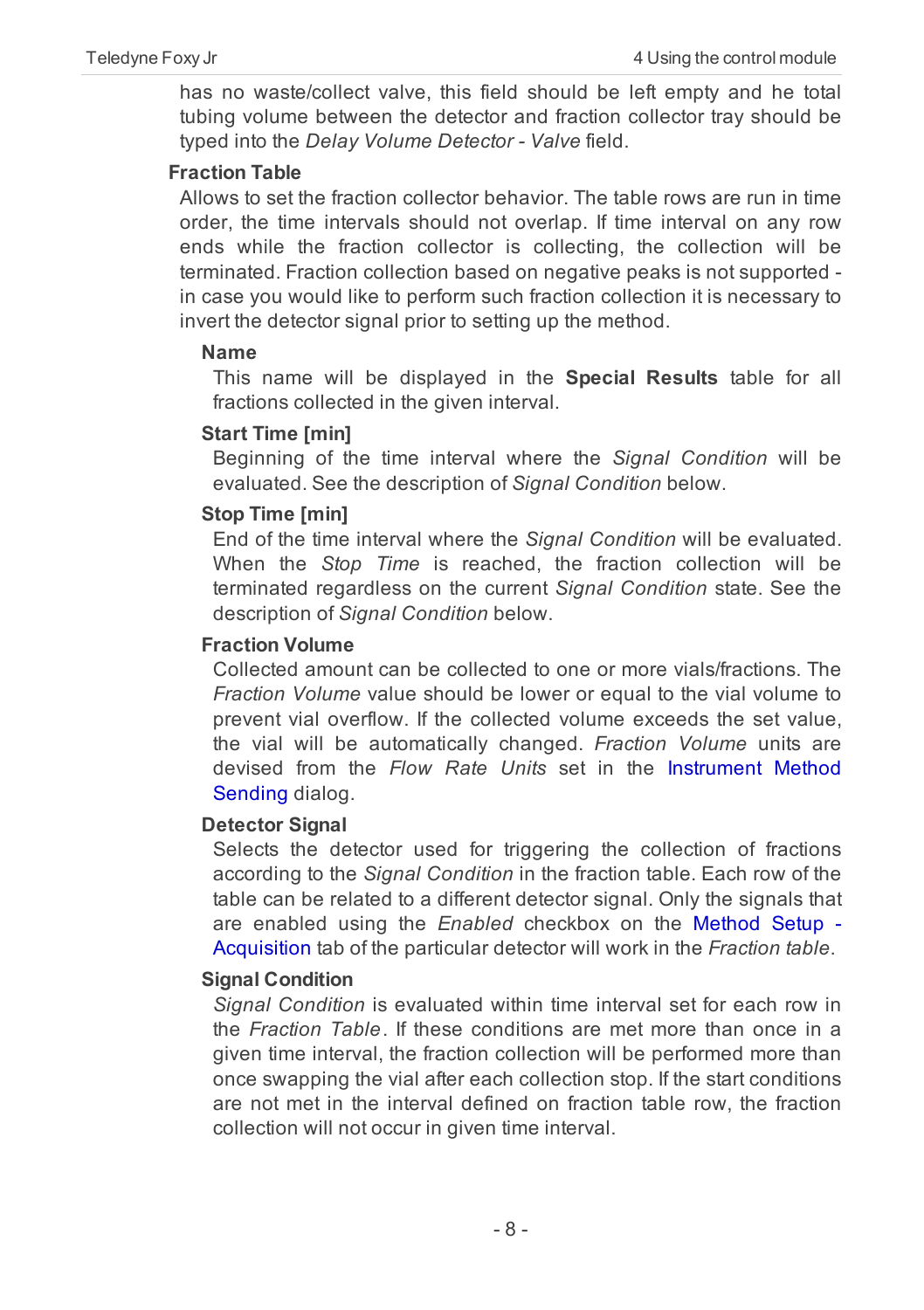has no waste/collect valve, this field should be left empty and he total tubing volume between the detector and fraction collector tray should be typed into the *Delay Volume Detector - Valve* field.

### Fraction Table

Allows to set the fraction collector behavior. The table rows are run in time order, the time intervals should not overlap. If time interval on any row ends while the fraction collector is collecting, the collection will be terminated. Fraction collection based on negative peaks is not supported - in case you would like to perform such fraction collection it is necessary to invert the detector signal prior to setting up the method.

#### Name

This name will be displayed in the **Special Results** table for all fractions collected in the given interval.

#### Start Time [min]

Beginning of the time interval where the *Signal Condition* will be evaluated. See the description of *Signal Condition* below.

#### Stop Time [min]

End of the time interval where the *Signal Condition* will be evaluated. When the *Stop Time* is reached, the fraction collection will be terminated regardless on the current *Signal Condition* state. See the description of *Signal Condition* below.

#### Fraction Volume

Collected amount can be collected to one or more vials/fractions. The *Fraction Volume* value should be lower or equal to the vial volume to prevent vial overflow. If the collected volume exceeds the set value, the vial will be automatically changed. *Fraction Volume* units are devised from the *Flow Rate Units* set in the Instrument Method Sending dialog.

#### Detector Signal

Selects the detector used for triggering the collection of fractions according to the *Signal Condition* in the fraction table. Each row of the table can be related to a different detector signal. Only the signals that are enabled using the *Enabled* checkbox on the Method Setup - Acquisition tab of the particular detector will work in the *Fraction table*.

#### Signal Condition

*Signal Condition* is evaluated within time interval set for each row in the *Fraction Table*. If these conditions are met more than once in a given time interval, the fraction collection will be performed more than once swapping the vial after each collection stop. If the start conditions are not met in the interval defined on fraction table row, the fraction collection will not occur in given time interval.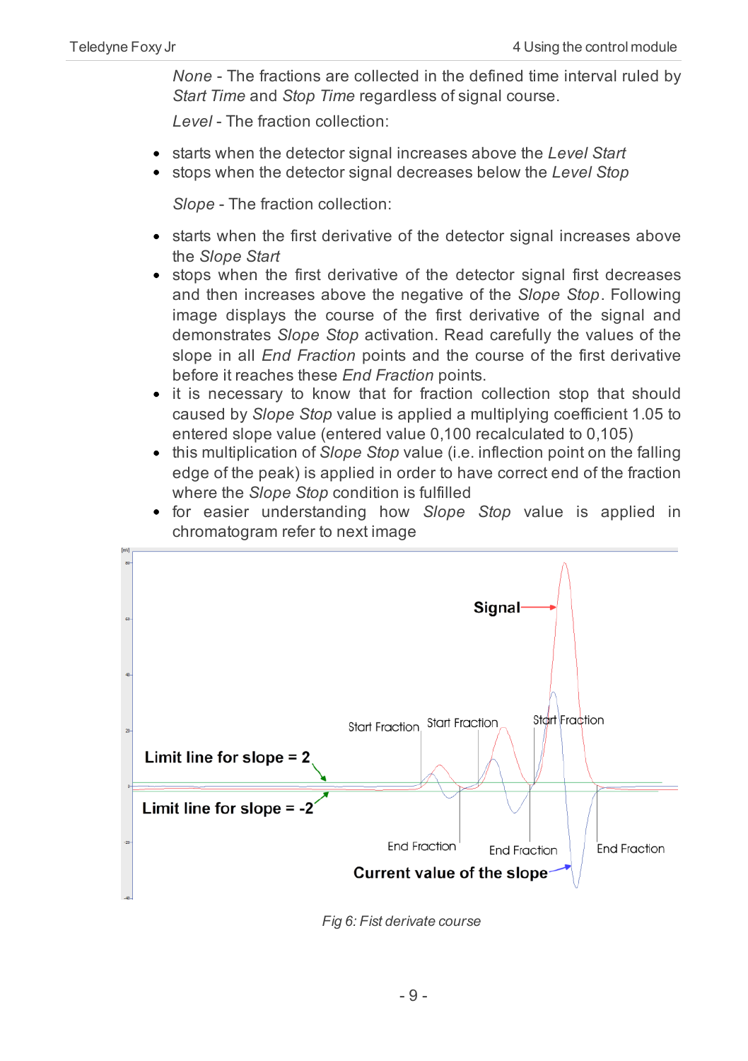*None* - The fractions are collected in the defined time interval ruled by *Start Time* and *Stop Time* regardless of signal course.

*Level* - The fraction collection:

- starts when the detector signal increases above the *Level Start*
- stops when the detector signal decreases below the *Level Stop*

*Slope* - The fraction collection:

- starts when the first derivative of the detector signal increases above the *Slope Start*
- stops when the first derivative of the detector signal first decreases and then increases above the negative of the *Slope Stop*. Following image displays the course of the first derivative of the signal and demonstrates *Slope Stop* activation. Read carefully the values of the slope in all *End Fraction* points and the course of the first derivative before it reaches these *End Fraction* points.
- it is necessary to know that for fraction collection stop that should caused by *Slope Stop* value is applied a multiplying coefficient 1.05 to entered slope value (entered value 0,100 recalculated to 0,105)
- this multiplication of *Slope Stop* value (i.e. inflection point on the falling edge of the peak) is applied in order to have correct end of the fraction where the *Slope Stop* condition is fulfilled
- for easier understanding how *Slope Stop* value is applied in chromatogram refer to next image

*Fig 6: Fist derivate course*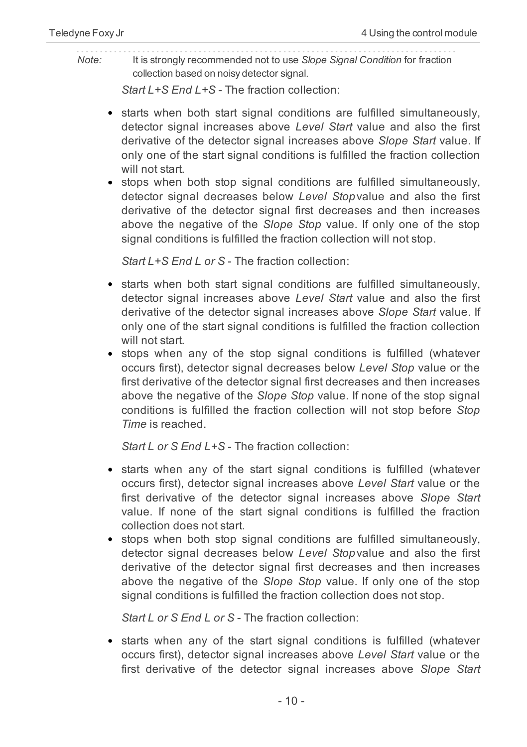*Note:* It is strongly recommended not to use *Slope Signal Condition* for fraction collection based on noisy detector signal.

*Start L+S End L+S* - The fraction collection:

- starts when both start signal conditions are fulfilled simultaneously, detector signal increases above *Level Start* value and also the first derivative of the detector signal increases above *Slope Start* value. If only one of the start signal conditions is fulfilled the fraction collection will not start.
- stops when both stop signal conditions are fulfilled simultaneously, detector signal decreases below *Level Stop* value and also the first derivative of the detector signal first decreases and then increases above the negative of the *Slope Stop* value. If only one of the stop signal conditions is fulfilled the fraction collection will not stop.

*Start L+S End L or S* - The fraction collection:

- starts when both start signal conditions are fulfilled simultaneously, detector signal increases above *Level Start* value and also the first derivative of the detector signal increases above *Slope Start* value. If only one of the start signal conditions is fulfilled the fraction collection will not start.
- stops when any of the stop signal conditions is fulfilled (whatever occurs first), detector signal decreases below *Level Stop* value or the first derivative of the detector signal first decreases and then increases above the negative of the *Slope Stop* value. If none of the stop signal conditions is fulfilled the fraction collection will not stop before *Stop Time* is reached.

*Start L or S End L+S* - The fraction collection:

- starts when any of the start signal conditions is fulfilled (whatever occurs first), detector signal increases above *Level Start* value or the first derivative of the detector signal increases above *Slope Start* value. If none of the start signal conditions is fulfilled the fraction collection does not start.
- stops when both stop signal conditions are fulfilled simultaneously, detector signal decreases below *Level Stop* value and also the first derivative of the detector signal first decreases and then increases above the negative of the *Slope Stop* value. If only one of the stop signal conditions is fulfilled the fraction collection does not stop.

*Start L or S End L or S* - The fraction collection:

- starts when any of the start signal conditions is fulfilled (whatever occurs first), detector signal increases above *Level Start* value or the first derivative of the detector signal increases above *Slope Start*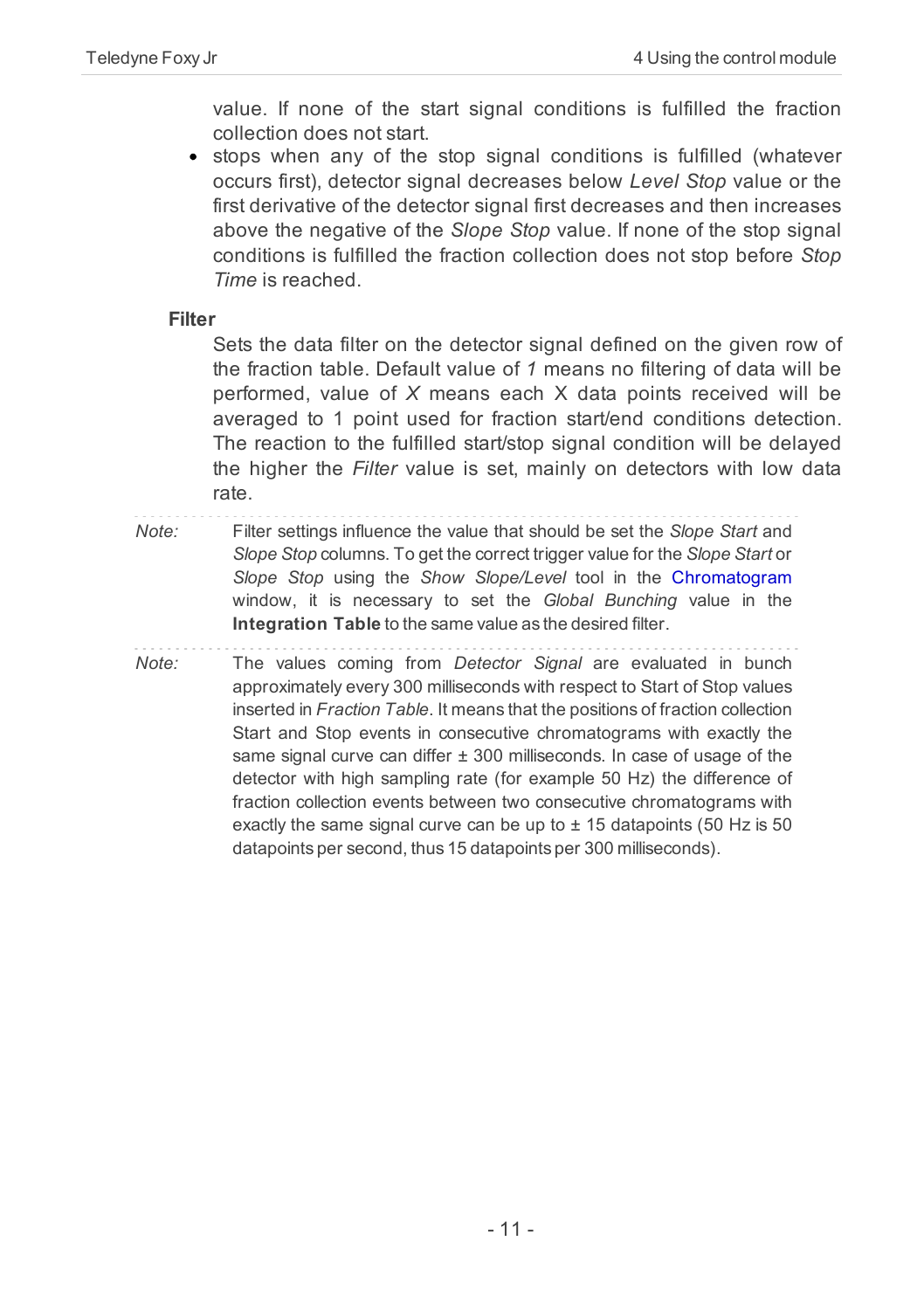value. If none of the start signal conditions is fulfilled the fraction collection does not start.

- stops when any of the stop signal conditions is fulfilled (whatever occurs first), detector signal decreases below *Level Stop* value or the first derivative of the detector signal first decreases and then increases above the negative of the *Slope Stop* value. If none of the stop signal conditions is fulfilled the fraction collection does not stop before *Stop Time* is reached.

**Filter**

Sets the data filter on the detector signal defined on the given row of the fraction table. Default value of *1* means no filtering of data will be performed, value of *X* means each X data points received will be averaged to 1 point used for fraction start/end conditions detection. The reaction to the fulfilled start/stop signal condition will be delayed the higher the *Filter* value is set, mainly on detectors with low data rate.

---

*Note:* Filter settings influence the value that should be set the *Slope Start* and *Slope Stop* columns. To get the correct trigger value for the *Slope Start* or *Slope Stop* using the *Show Slope/Level* tool in the Chromatogram window, it is necessary to set the *Global Bunching* value in the **Integration Table** to the same value as the desired filter.

---

*Note:* The values coming from *Detector Signal* are evaluated in bunch approximately every 300 milliseconds with respect to Start of Stop values inserted in *Fraction Table*. It means that the positions of fraction collection Start and Stop events in consecutive chromatograms with exactly the same signal curve can differ ± 300 milliseconds. In case of usage of the detector with high sampling rate (for example 50 Hz) the difference of fraction collection events between two consecutive chromatograms with exactly the same signal curve can be up to ± 15 datapoints (50 Hz is 50 datapoints per second, thus 15 datapoints per 300 milliseconds).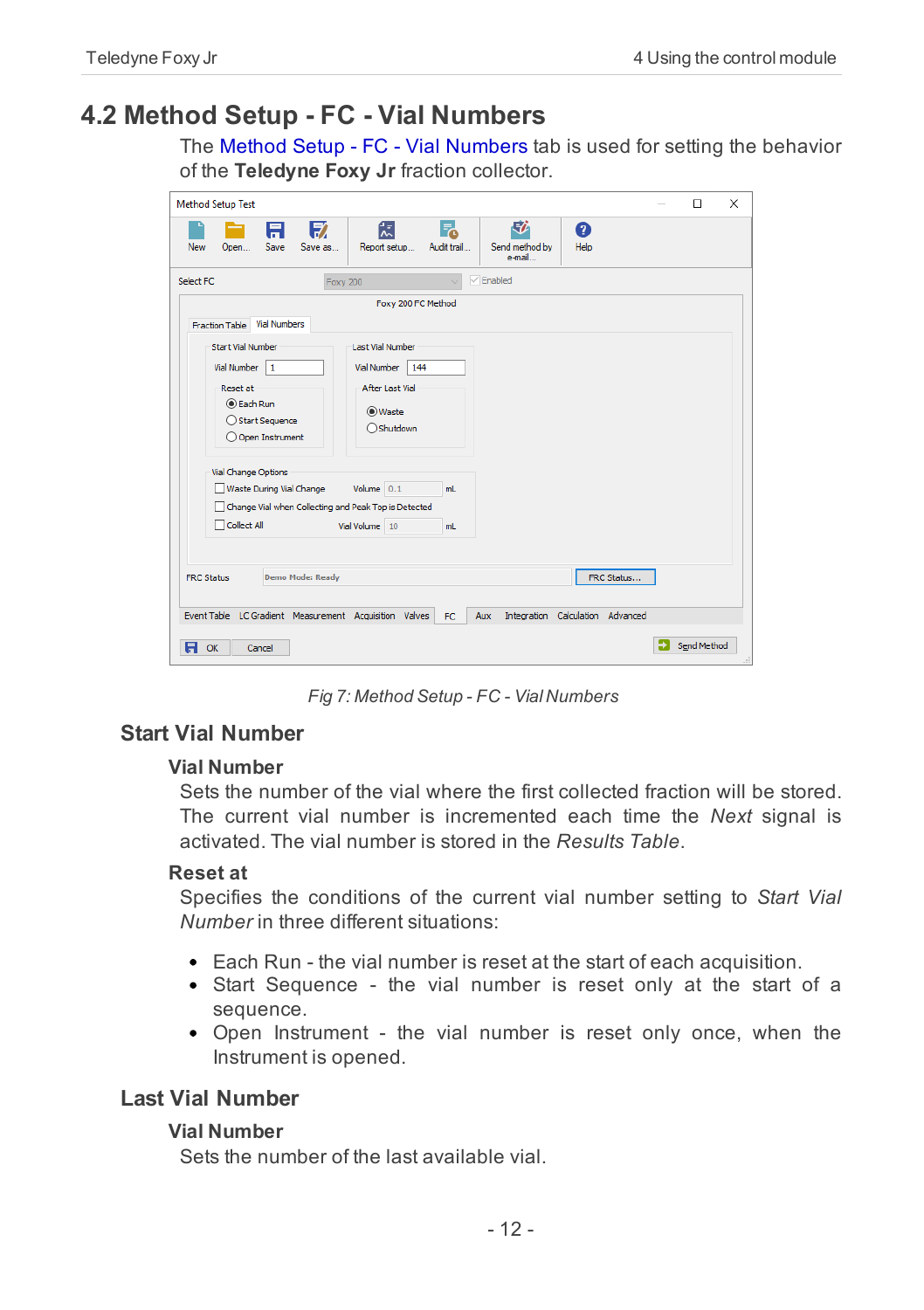# 4.2 Method Setup - FC - Vial Numbers

The Method Setup - FC - Vial Numbers tab is used for setting the behavior of the **Teledyne Foxy Jr** fraction collector.

*Fig 7: Method Setup - FC - Vial Numbers*

## Start Vial Number

### Vial Number

Sets the number of the vial where the first collected fraction will be stored. The current vial number is incremented each time the *Next* signal is activated. The vial number is stored in the *Results Table*.

### Reset at

Specifies the conditions of the current vial number setting to *Start Vial Number* in three different situations:

- Each Run - the vial number is reset at the start of each acquisition.
- Start Sequence - the vial number is reset only at the start of a sequence.
- Open Instrument - the vial number is reset only once, when the Instrument is opened.

## Last Vial Number

### Vial Number

Sets the number of the last available vial.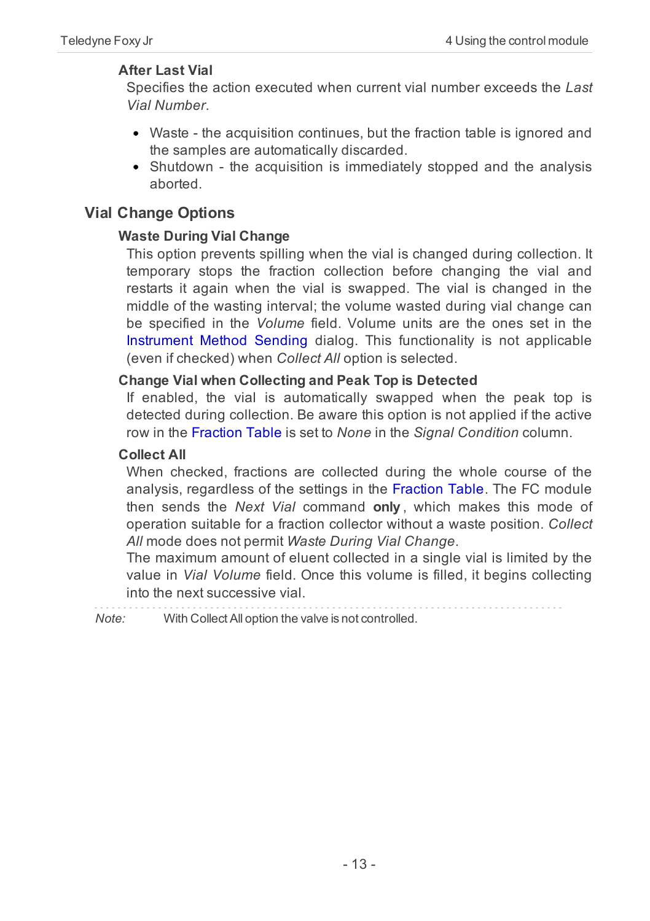#### After Last Vial

Specifies the action executed when current vial number exceeds the *Last Vial Number*.

- Waste - the acquisition continues, but the fraction table is ignored and the samples are automatically discarded.
- Shutdown - the acquisition is immediately stopped and the analysis aborted.

### Vial Change Options

#### Waste During Vial Change

This option prevents spilling when the vial is changed during collection. It temporary stops the fraction collection before changing the vial and restarts it again when the vial is swapped. The vial is changed in the middle of the wasting interval; the volume wasted during vial change can be specified in the *Volume* field. Volume units are the ones set in the Instrument Method Sending dialog. This functionality is not applicable (even if checked) when *Collect All* option is selected.

#### Change Vial when Collecting and Peak Top is Detected

If enabled, the vial is automatically swapped when the peak top is detected during collection. Be aware this option is not applied if the active row in the Fraction Table is set to *None* in the *Signal Condition* column.

#### Collect All

When checked, fractions are collected during the whole course of the analysis, regardless of the settings in the Fraction Table. The FC module then sends the *Next Vial* command **only**, which makes this mode of operation suitable for a fraction collector without a waste position. *Collect All* mode does not permit *Waste During Vial Change*.

The maximum amount of eluent collected in a single vial is limited by the value in *Vial Volume* field. Once this volume is filled, it begins collecting into the next successive vial.

*Note:* With Collect All option the valve is not controlled.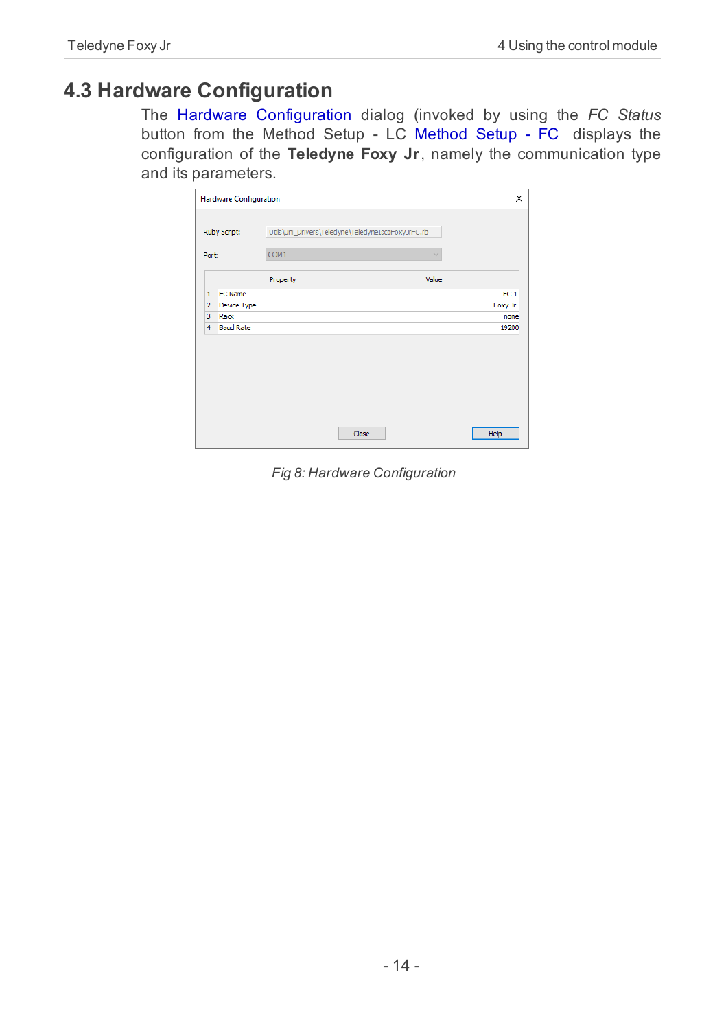## 4.3 Hardware Configuration

The Hardware Configuration dialog (invoked by using the *FC Status* button from the Method Setup - LC Method Setup - FC displays the configuration of the **Teledyne Foxy Jr**, namely the communication type and its parameters.

Hardware Configuration

Ruby Script: Utils\Uni_Drivers\Teledyne\TeledyneIscoFoxyJrFC.rb

Port: COM1

|   | Property | Value |
|---|---|---|
| 1 | FC Name | FC 1 |
| 2 | Device Type | Foxy Jr. |
| 3 | Rack | none |
| 4 | Baud Rate | 19200 |

Close    Help

*Fig 8: Hardware Configuration*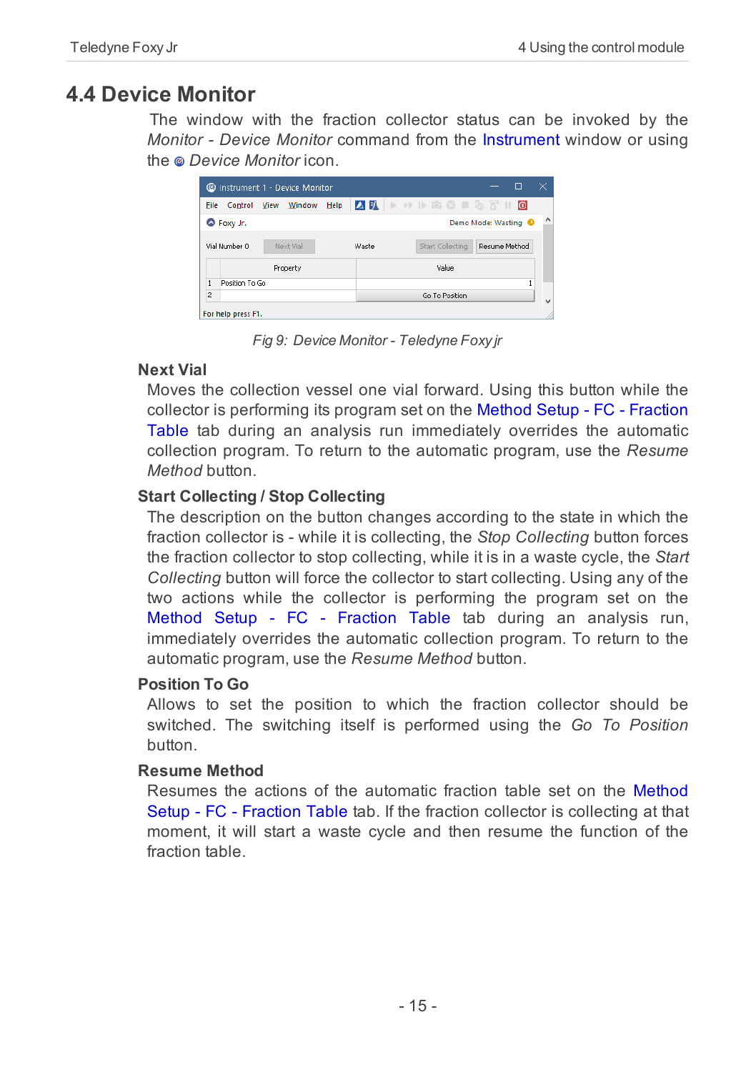## 4.4 Device Monitor

The window with the fraction collector status can be invoked by the *Monitor - Device Monitor* command from the Instrument window or using the *Device Monitor* icon.

Fig 9: Device Monitor - Teledyne Foxy jr

### Next Vial

Moves the collection vessel one vial forward. Using this button while the collector is performing its program set on the Method Setup - FC - Fraction Table tab during an analysis run immediately overrides the automatic collection program. To return to the automatic program, use the *Resume Method* button.

### Start Collecting / Stop Collecting

The description on the button changes according to the state in which the fraction collector is - while it is collecting, the *Stop Collecting* button forces the fraction collector to stop collecting, while it is in a waste cycle, the *Start Collecting* button will force the collector to start collecting. Using any of the two actions while the collector is performing the program set on the Method Setup - FC - Fraction Table tab during an analysis run, immediately overrides the automatic collection program. To return to the automatic program, use the *Resume Method* button.

### Position To Go

Allows to set the position to which the fraction collector should be switched. The switching itself is performed using the *Go To Position* button.

### Resume Method

Resumes the actions of the automatic fraction table set on the Method Setup - FC - Fraction Table tab. If the fraction collector is collecting at that moment, it will start a waste cycle and then resume the function of the fraction table.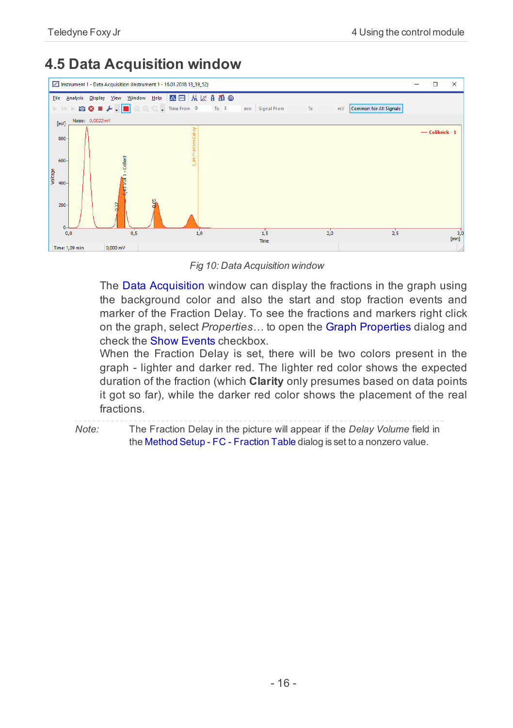## 4.5 Data Acquisition window

Fig 10: Data Acquisition window

The Data Acquisition window can display the fractions in the graph using the background color and also the start and stop fraction events and marker of the Fraction Delay. To see the fractions and markers right click on the graph, select *Properties…* to open the Graph Properties dialog and check the Show Events checkbox.

When the Fraction Delay is set, there will be two colors present in the graph - lighter and darker red. The lighter red color shows the expected duration of the fraction (which **Clarity** only presumes based on data points it got so far), while the darker red color shows the placement of the real fractions.

*Note:* The Fraction Delay in the picture will appear if the *Delay Volume* field in the Method Setup - FC - Fraction Table dialog is set to a nonzero value.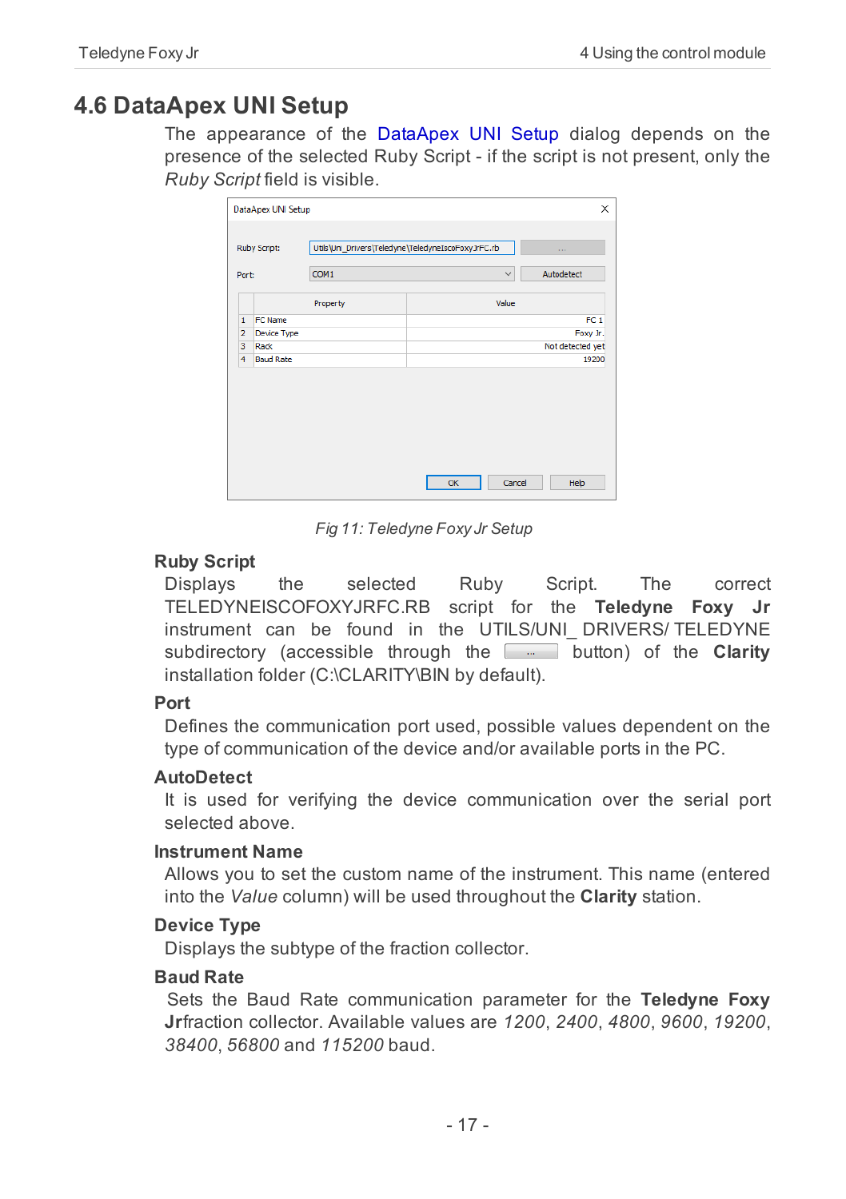## 4.6 DataApex UNI Setup

The appearance of the DataApex UNI Setup dialog depends on the presence of the selected Ruby Script - if the script is not present, only the *Ruby Script* field is visible.

*Fig 11: Teledyne Foxy Jr Setup*

### Ruby Script

Displays the selected Ruby Script. The correct TELEDYNEISCOFOXYJRFC.RB script for the **Teledyne Foxy Jr** instrument can be found in the UTILS/UNI_ DRIVERS/ TELEDYNE subdirectory (accessible through the ... button) of the **Clarity** installation folder (C:\CLARITY\BIN by default).

### Port

Defines the communication port used, possible values dependent on the type of communication of the device and/or available ports in the PC.

### AutoDetect

It is used for verifying the device communication over the serial port selected above.

### Instrument Name

Allows you to set the custom name of the instrument. This name (entered into the *Value* column) will be used throughout the **Clarity** station.

### Device Type

Displays the subtype of the fraction collector.

### Baud Rate

Sets the Baud Rate communication parameter for the **Teledyne Foxy Jr** fraction collector. Available values are *1200*, *2400*, *4800*, *9600*, *19200*, *38400*, *56800* and *115200* baud.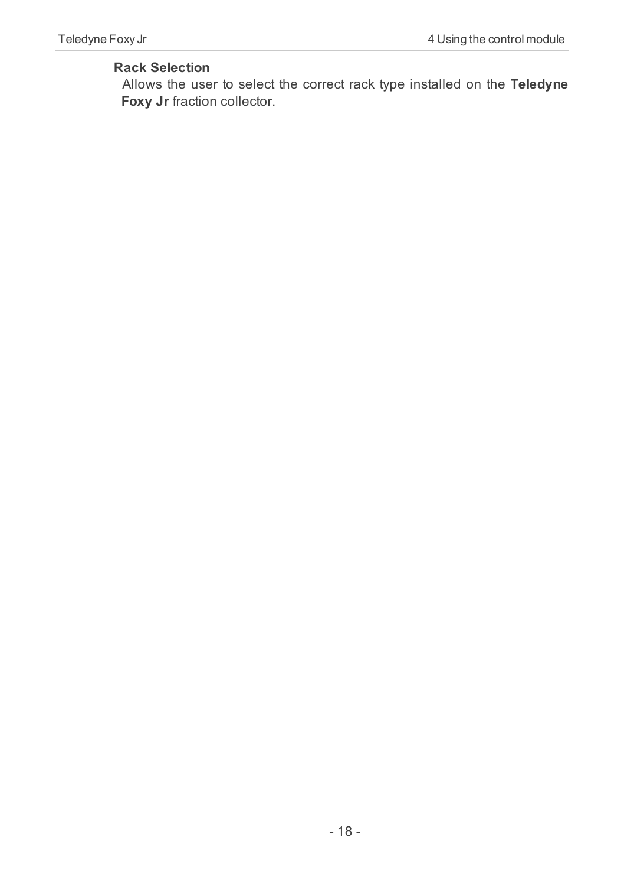**Rack Selection**

Allows the user to select the correct rack type installed on the **Teledyne Foxy Jr** fraction collector.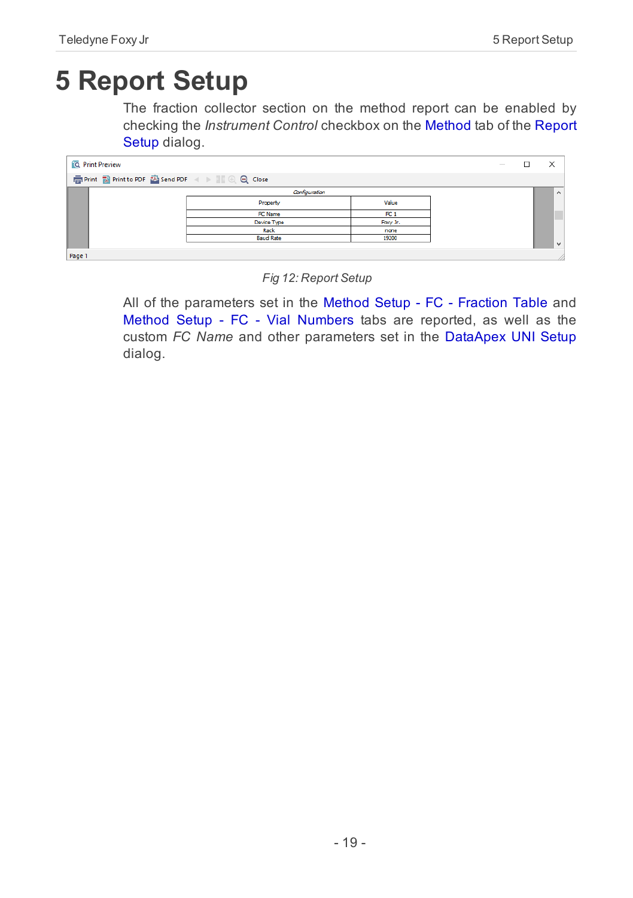# 5 Report Setup

The fraction collector section on the method report can be enabled by checking the *Instrument Control* checkbox on the Method tab of the Report Setup dialog.

*Fig 12: Report Setup*

All of the parameters set in the Method Setup - FC - Fraction Table and Method Setup - FC - Vial Numbers tabs are reported, as well as the custom *FC Name* and other parameters set in the DataApex UNI Setup dialog.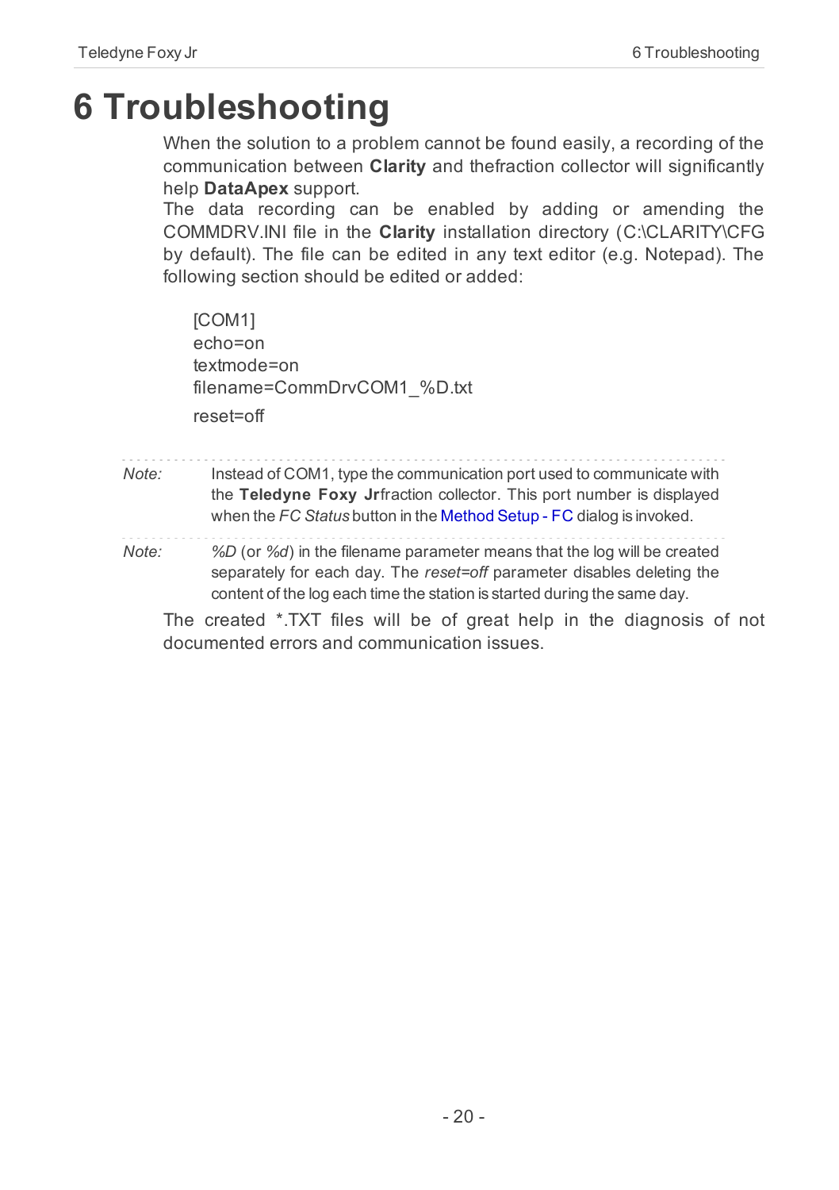# 6 Troubleshooting

When the solution to a problem cannot be found easily, a recording of the communication between **Clarity** and thefraction collector will significantly help **DataApex** support.

The data recording can be enabled by adding or amending the COMMDRV.INI file in the **Clarity** installation directory (C:\CLARITY\CFG by default). The file can be edited in any text editor (e.g. Notepad). The following section should be edited or added:

```
[COM1]
echo=on
textmode=on
filename=CommDrvCOM1_%D.txt
reset=off
```

*Note:* Instead of COM1, type the communication port used to communicate with the **Teledyne Foxy Jr**fraction collector. This port number is displayed when the *FC Status* button in the Method Setup - FC dialog is invoked.

*Note:* *%D* (or *%d*) in the filename parameter means that the log will be created separately for each day. The *reset=off* parameter disables deleting the content of the log each time the station is started during the same day.

The created *.TXT files will be of great help in the diagnosis of not documented errors and communication issues.